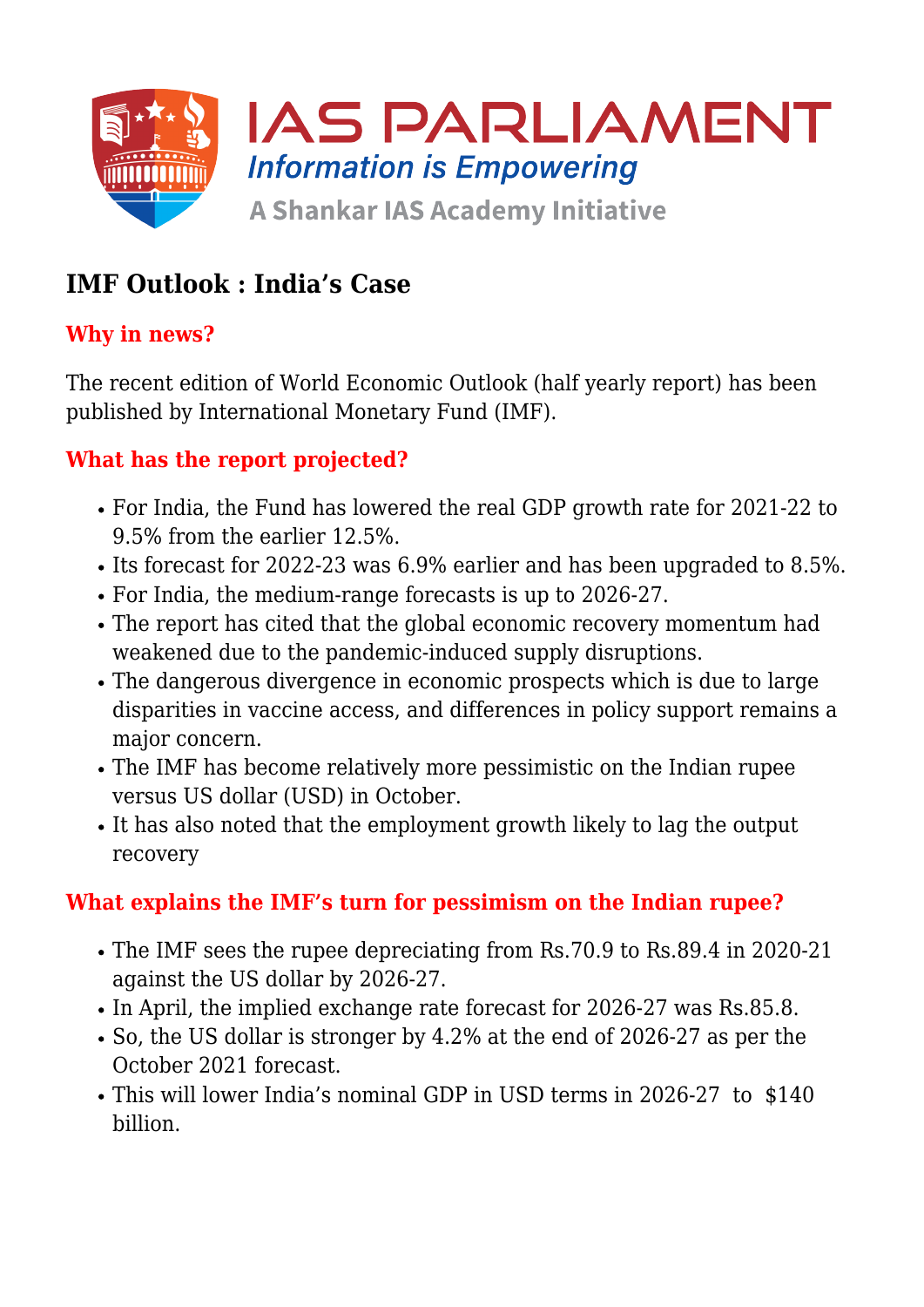IAS PARLIAMENT

*Information is Empowering*

A Shankar IAS Academy Initiative

# IMF Outlook : India's Case

## Why in news?

The recent edition of World Economic Outlook (half yearly report) has been published by International Monetary Fund (IMF).

## What has the report projected?

- For India, the Fund has lowered the real GDP growth rate for 2021-22 to 9.5% from the earlier 12.5%.
- Its forecast for 2022-23 was 6.9% earlier and has been upgraded to 8.5%.
- For India, the medium-range forecasts is up to 2026-27.
- The report has cited that the global economic recovery momentum had weakened due to the pandemic-induced supply disruptions.
- The dangerous divergence in economic prospects which is due to large disparities in vaccine access, and differences in policy support remains a major concern.
- The IMF has become relatively more pessimistic on the Indian rupee versus US dollar (USD) in October.
- It has also noted that the employment growth likely to lag the output recovery

## What explains the IMF's turn for pessimism on the Indian rupee?

- The IMF sees the rupee depreciating from Rs.70.9 to Rs.89.4 in 2020-21 against the US dollar by 2026-27.
- In April, the implied exchange rate forecast for 2026-27 was Rs.85.8.
- So, the US dollar is stronger by 4.2% at the end of 2026-27 as per the October 2021 forecast.
- This will lower India's nominal GDP in USD terms in 2026-27 to $140 billion.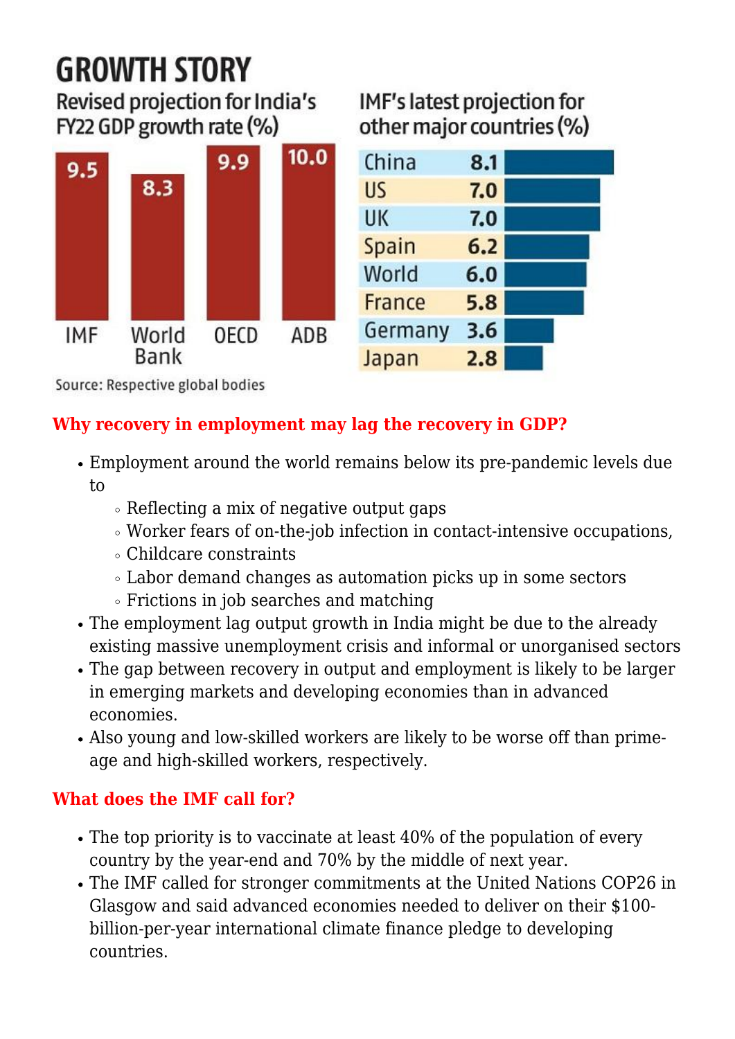## GROWTH STORY

**Revised projection for India's FY22 GDP growth rate (%)**

| IMF | World Bank | OECD | ADB |
|---|---|---|---|
| 9.5 | 8.3 | 9.9 | 10.0 |

**IMF's latest projection for other major countries (%)**

| Country | % |
|---|---|
| China | 8.1 |
| US | 7.0 |
| UK | 7.0 |
| Spain | 6.2 |
| World | 6.0 |
| France | 5.8 |
| Germany | 3.6 |
| Japan | 2.8 |

Source: Respective global bodies

### Why recovery in employment may lag the recovery in GDP?

- Employment around the world remains below its pre-pandemic levels due to
  - Reflecting a mix of negative output gaps
  - Worker fears of on-the-job infection in contact-intensive occupations,
  - Childcare constraints
  - Labor demand changes as automation picks up in some sectors
  - Frictions in job searches and matching
- The employment lag output growth in India might be due to the already existing massive unemployment crisis and informal or unorganised sectors
- The gap between recovery in output and employment is likely to be larger in emerging markets and developing economies than in advanced economies.
- Also young and low-skilled workers are likely to be worse off than prime-age and high-skilled workers, respectively.

### What does the IMF call for?

- The top priority is to vaccinate at least 40% of the population of every country by the year-end and 70% by the middle of next year.
- The IMF called for stronger commitments at the United Nations COP26 in Glasgow and said advanced economies needed to deliver on their $100-billion-per-year international climate finance pledge to developing countries.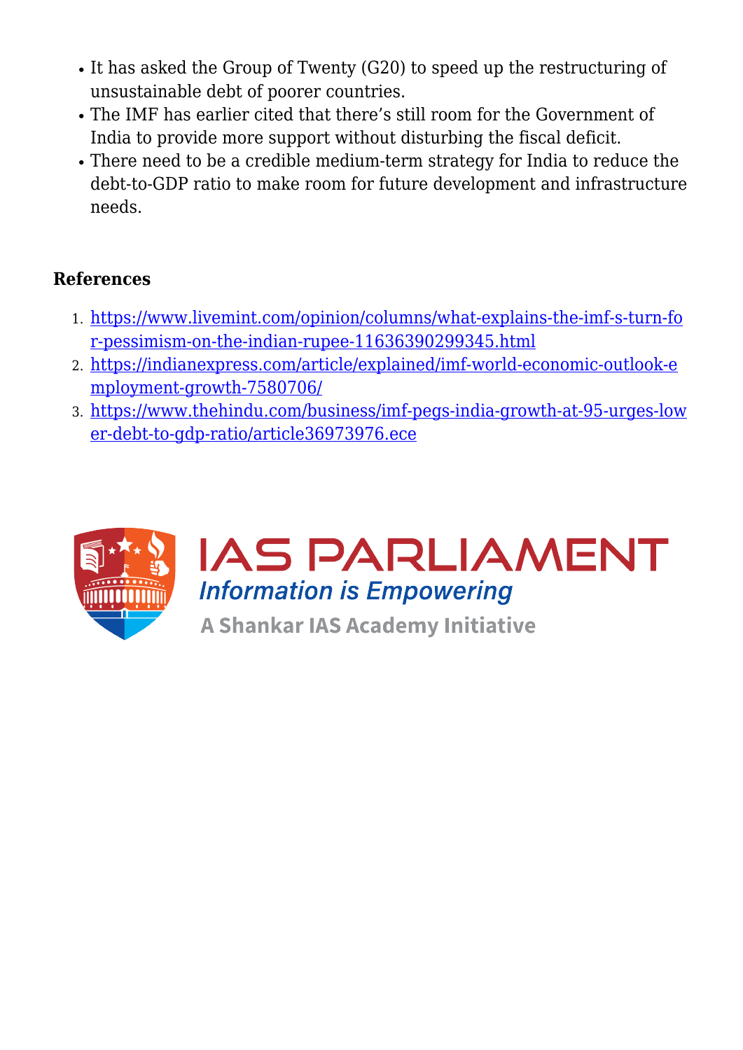- It has asked the Group of Twenty (G20) to speed up the restructuring of unsustainable debt of poorer countries.
- The IMF has earlier cited that there's still room for the Government of India to provide more support without disturbing the fiscal deficit.
- There need to be a credible medium-term strategy for India to reduce the debt-to-GDP ratio to make room for future development and infrastructure needs.

### References

1. https://www.livemint.com/opinion/columns/what-explains-the-imf-s-turn-for-pessimism-on-the-indian-rupee-11636390299345.html
2. https://indianexpress.com/article/explained/imf-world-economic-outlook-employment-growth-7580706/
3. https://www.thehindu.com/business/imf-pegs-india-growth-at-95-urges-lower-debt-to-gdp-ratio/article36973976.ece